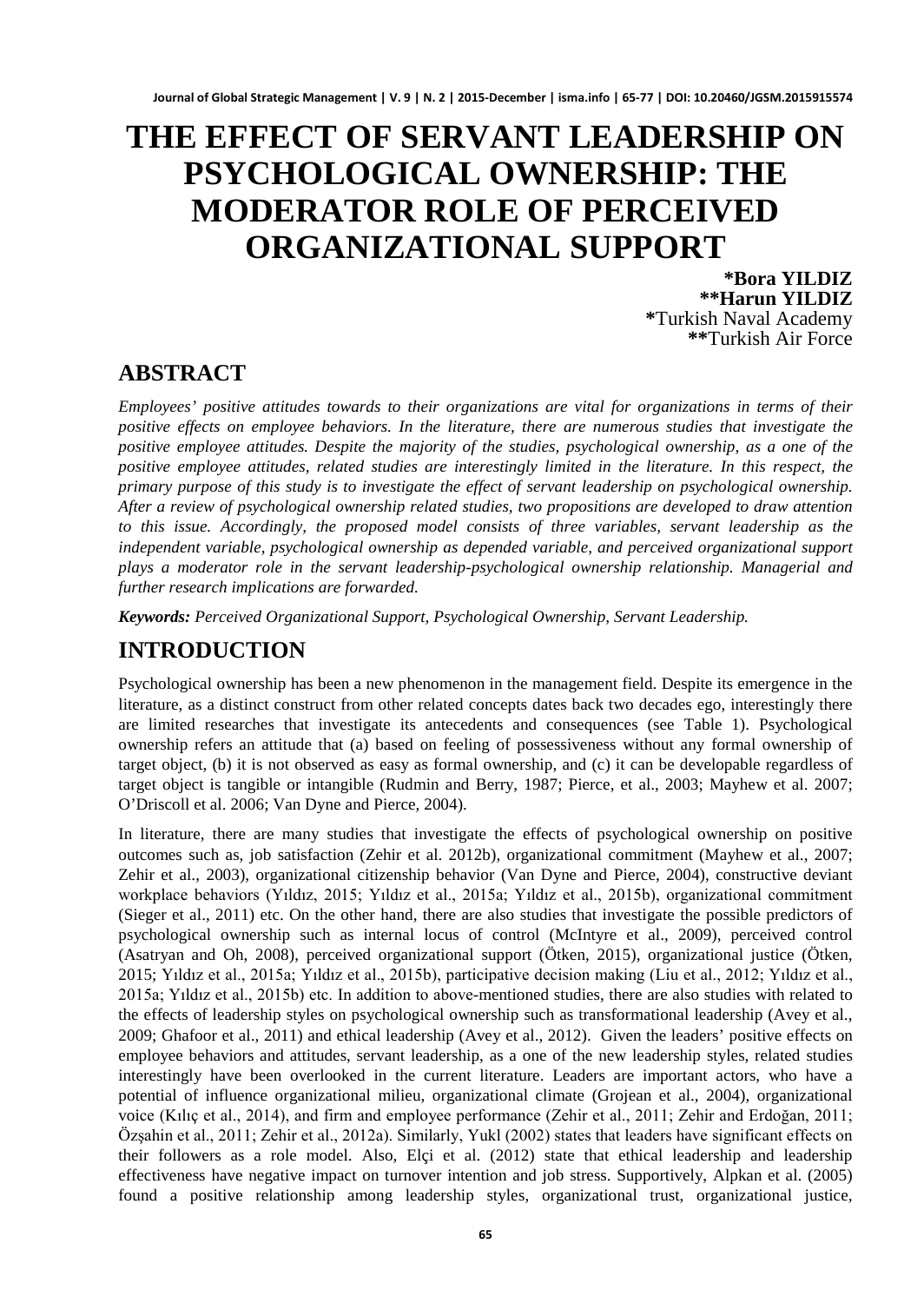# THE EFFECT OF SERVANT LEADERSHIP ON PSYCHOLOGICAL OWNERSHIP: THE MODERATOR ROLE OF PERCEIVED ORGANIZATIONAL SUPPORT

**\*Bora YILDIZ**
**\*\*Harun YILDIZ**
**\***Turkish Naval Academy
**\*\***Turkish Air Force

## ABSTRACT

*Employees' positive attitudes towards to their organizations are vital for organizations in terms of their positive effects on employee behaviors. In the literature, there are numerous studies that investigate the positive employee attitudes. Despite the majority of the studies, psychological ownership, as a one of the positive employee attitudes, related studies are interestingly limited in the literature. In this respect, the primary purpose of this study is to investigate the effect of servant leadership on psychological ownership. After a review of psychological ownership related studies, two propositions are developed to draw attention to this issue. Accordingly, the proposed model consists of three variables, servant leadership as the independent variable, psychological ownership as depended variable, and perceived organizational support plays a moderator role in the servant leadership-psychological ownership relationship. Managerial and further research implications are forwarded.*

***Keywords:*** *Perceived Organizational Support, Psychological Ownership, Servant Leadership.*

## INTRODUCTION

Psychological ownership has been a new phenomenon in the management field. Despite its emergence in the literature, as a distinct construct from other related concepts dates back two decades ego, interestingly there are limited researches that investigate its antecedents and consequences (see Table 1). Psychological ownership refers an attitude that (a) based on feeling of possessiveness without any formal ownership of target object, (b) it is not observed as easy as formal ownership, and (c) it can be developable regardless of target object is tangible or intangible (Rudmin and Berry, 1987; Pierce, et al., 2003; Mayhew et al. 2007; O'Driscoll et al. 2006; Van Dyne and Pierce, 2004).

In literature, there are many studies that investigate the effects of psychological ownership on positive outcomes such as, job satisfaction (Zehir et al. 2012b), organizational commitment (Mayhew et al., 2007; Zehir et al., 2003), organizational citizenship behavior (Van Dyne and Pierce, 2004), constructive deviant workplace behaviors (Yıldız, 2015; Yıldız et al., 2015a; Yıldız et al., 2015b), organizational commitment (Sieger et al., 2011) etc. On the other hand, there are also studies that investigate the possible predictors of psychological ownership such as internal locus of control (McIntyre et al., 2009), perceived control (Asatryan and Oh, 2008), perceived organizational support (Ötken, 2015), organizational justice (Ötken, 2015; Yıldız et al., 2015a; Yıldız et al., 2015b), participative decision making (Liu et al., 2012; Yıldız et al., 2015a; Yıldız et al., 2015b) etc. In addition to above-mentioned studies, there are also studies with related to the effects of leadership styles on psychological ownership such as transformational leadership (Avey et al., 2009; Ghafoor et al., 2011) and ethical leadership (Avey et al., 2012). Given the leaders' positive effects on employee behaviors and attitudes, servant leadership, as a one of the new leadership styles, related studies interestingly have been overlooked in the current literature. Leaders are important actors, who have a potential of influence organizational milieu, organizational climate (Grojean et al., 2004), organizational voice (Kılıç et al., 2014), and firm and employee performance (Zehir et al., 2011; Zehir and Erdoğan, 2011; Özşahin et al., 2011; Zehir et al., 2012a). Similarly, Yukl (2002) states that leaders have significant effects on their followers as a role model. Also, Elçi et al. (2012) state that ethical leadership and leadership effectiveness have negative impact on turnover intention and job stress. Supportively, Alpkan et al. (2005) found a positive relationship among leadership styles, organizational trust, organizational justice,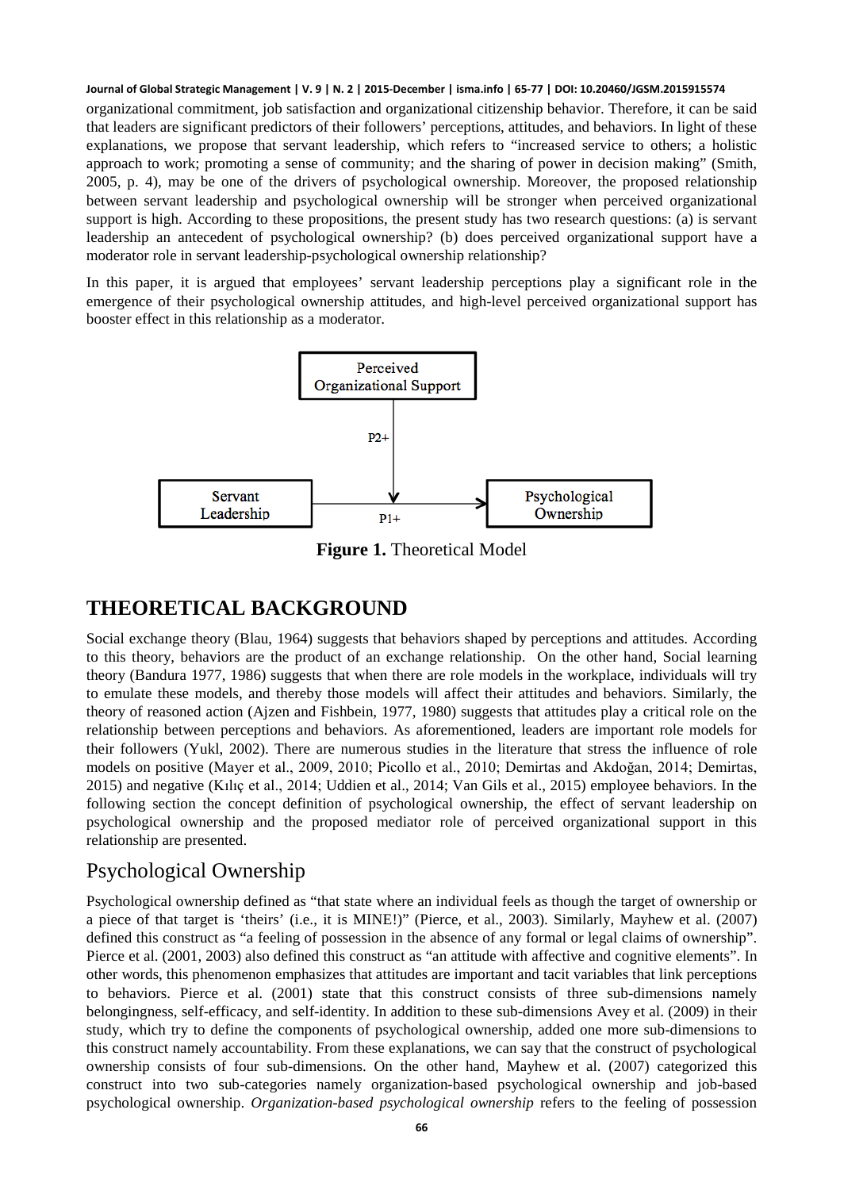organizational commitment, job satisfaction and organizational citizenship behavior. Therefore, it can be said that leaders are significant predictors of their followers' perceptions, attitudes, and behaviors. In light of these explanations, we propose that servant leadership, which refers to "increased service to others; a holistic approach to work; promoting a sense of community; and the sharing of power in decision making" (Smith, 2005, p. 4), may be one of the drivers of psychological ownership. Moreover, the proposed relationship between servant leadership and psychological ownership will be stronger when perceived organizational support is high. According to these propositions, the present study has two research questions: (a) is servant leadership an antecedent of psychological ownership? (b) does perceived organizational support have a moderator role in servant leadership-psychological ownership relationship?

In this paper, it is argued that employees' servant leadership perceptions play a significant role in the emergence of their psychological ownership attitudes, and high-level perceived organizational support has booster effect in this relationship as a moderator.

Perceived Organizational Support

P2+

Servant Leadership → Psychological Ownership

P1+

**Figure 1.** Theoretical Model

# THEORETICAL BACKGROUND

Social exchange theory (Blau, 1964) suggests that behaviors shaped by perceptions and attitudes. According to this theory, behaviors are the product of an exchange relationship. On the other hand, Social learning theory (Bandura 1977, 1986) suggests that when there are role models in the workplace, individuals will try to emulate these models, and thereby those models will affect their attitudes and behaviors. Similarly, the theory of reasoned action (Ajzen and Fishbein, 1977, 1980) suggests that attitudes play a critical role on the relationship between perceptions and behaviors. As aforementioned, leaders are important role models for their followers (Yukl, 2002). There are numerous studies in the literature that stress the influence of role models on positive (Mayer et al., 2009, 2010; Picollo et al., 2010; Demirtas and Akdoğan, 2014; Demirtas, 2015) and negative (Kılıç et al., 2014; Uddien et al., 2014; Van Gils et al., 2015) employee behaviors. In the following section the concept definition of psychological ownership, the effect of servant leadership on psychological ownership and the proposed mediator role of perceived organizational support in this relationship are presented.

## Psychological Ownership

Psychological ownership defined as "that state where an individual feels as though the target of ownership or a piece of that target is 'theirs' (i.e., it is MINE!)" (Pierce, et al., 2003). Similarly, Mayhew et al. (2007) defined this construct as "a feeling of possession in the absence of any formal or legal claims of ownership". Pierce et al. (2001, 2003) also defined this construct as "an attitude with affective and cognitive elements". In other words, this phenomenon emphasizes that attitudes are important and tacit variables that link perceptions to behaviors. Pierce et al. (2001) state that this construct consists of three sub-dimensions namely belongingness, self-efficacy, and self-identity. In addition to these sub-dimensions Avey et al. (2009) in their study, which try to define the components of psychological ownership, added one more sub-dimensions to this construct namely accountability. From these explanations, we can say that the construct of psychological ownership consists of four sub-dimensions. On the other hand, Mayhew et al. (2007) categorized this construct into two sub-categories namely organization-based psychological ownership and job-based psychological ownership. *Organization-based psychological ownership* refers to the feeling of possession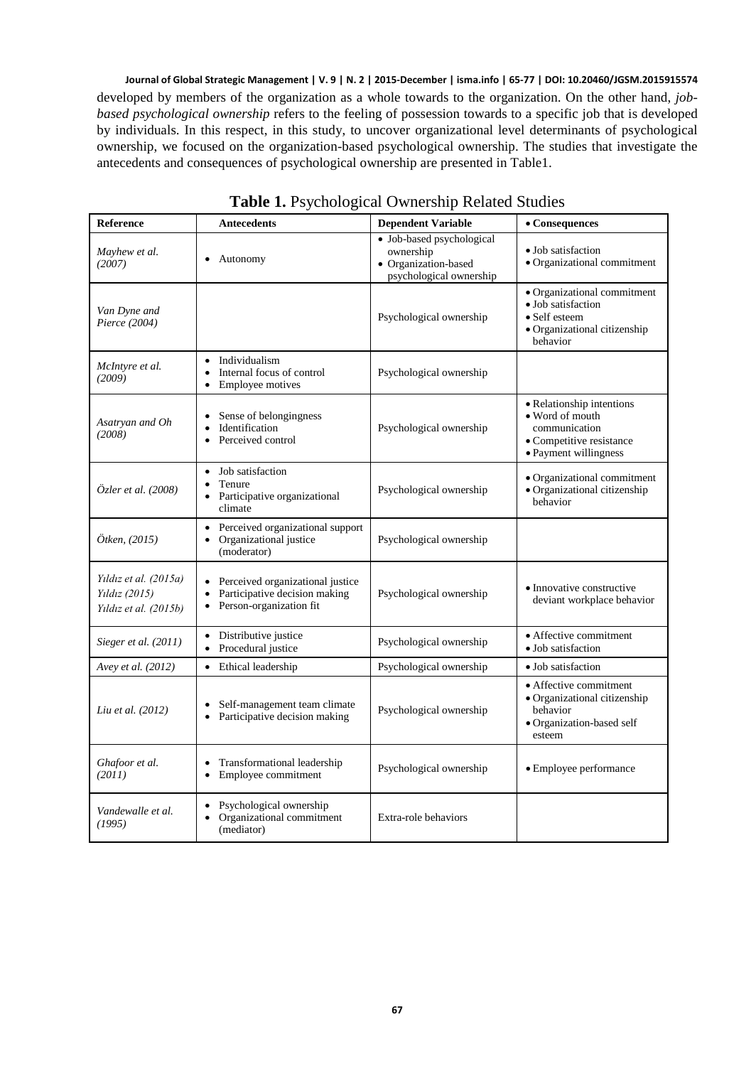developed by members of the organization as a whole towards to the organization. On the other hand, *job-based psychological ownership* refers to the feeling of possession towards to a specific job that is developed by individuals. In this respect, in this study, to uncover organizational level determinants of psychological ownership, we focused on the organization-based psychological ownership. The studies that investigate the antecedents and consequences of psychological ownership are presented in Table1.

**Table 1.** Psychological Ownership Related Studies

| Reference | Antecedents | Dependent Variable | • Consequences |
|---|---|---|---|
| *Mayhew et al. (2007)* | • Autonomy | • Job-based psychological ownership<br>• Organization-based psychological ownership | • Job satisfaction<br>• Organizational commitment |
| *Van Dyne and Pierce (2004)* | | Psychological ownership | • Organizational commitment<br>• Job satisfaction<br>• Self esteem<br>• Organizational citizenship behavior |
| *McIntyre et al. (2009)* | • Individualism<br>• Internal focus of control<br>• Employee motives | Psychological ownership | |
| *Asatryan and Oh (2008)* | • Sense of belongingness<br>• Identification<br>• Perceived control | Psychological ownership | • Relationship intentions<br>• Word of mouth communication<br>• Competitive resistance<br>• Payment willingness |
| *Özler et al. (2008)* | • Job satisfaction<br>• Tenure<br>• Participative organizational climate | Psychological ownership | • Organizational commitment<br>• Organizational citizenship behavior |
| *Ötken, (2015)* | • Perceived organizational support<br>• Organizational justice (moderator) | Psychological ownership | |
| *Yıldız et al. (2015a)*<br>*Yıldız (2015)*<br>*Yıldız et al. (2015b)* | • Perceived organizational justice<br>• Participative decision making<br>• Person-organization fit | Psychological ownership | • Innovative constructive deviant workplace behavior |
| *Sieger et al. (2011)* | • Distributive justice<br>• Procedural justice | Psychological ownership | • Affective commitment<br>• Job satisfaction |
| *Avey et al. (2012)* | • Ethical leadership | Psychological ownership | • Job satisfaction |
| *Liu et al. (2012)* | • Self-management team climate<br>• Participative decision making | Psychological ownership | • Affective commitment<br>• Organizational citizenship behavior<br>• Organization-based self esteem |
| *Ghafoor et al. (2011)* | • Transformational leadership<br>• Employee commitment | Psychological ownership | • Employee performance |
| *Vandewalle et al. (1995)* | • Psychological ownership<br>• Organizational commitment (mediator) | Extra-role behaviors | |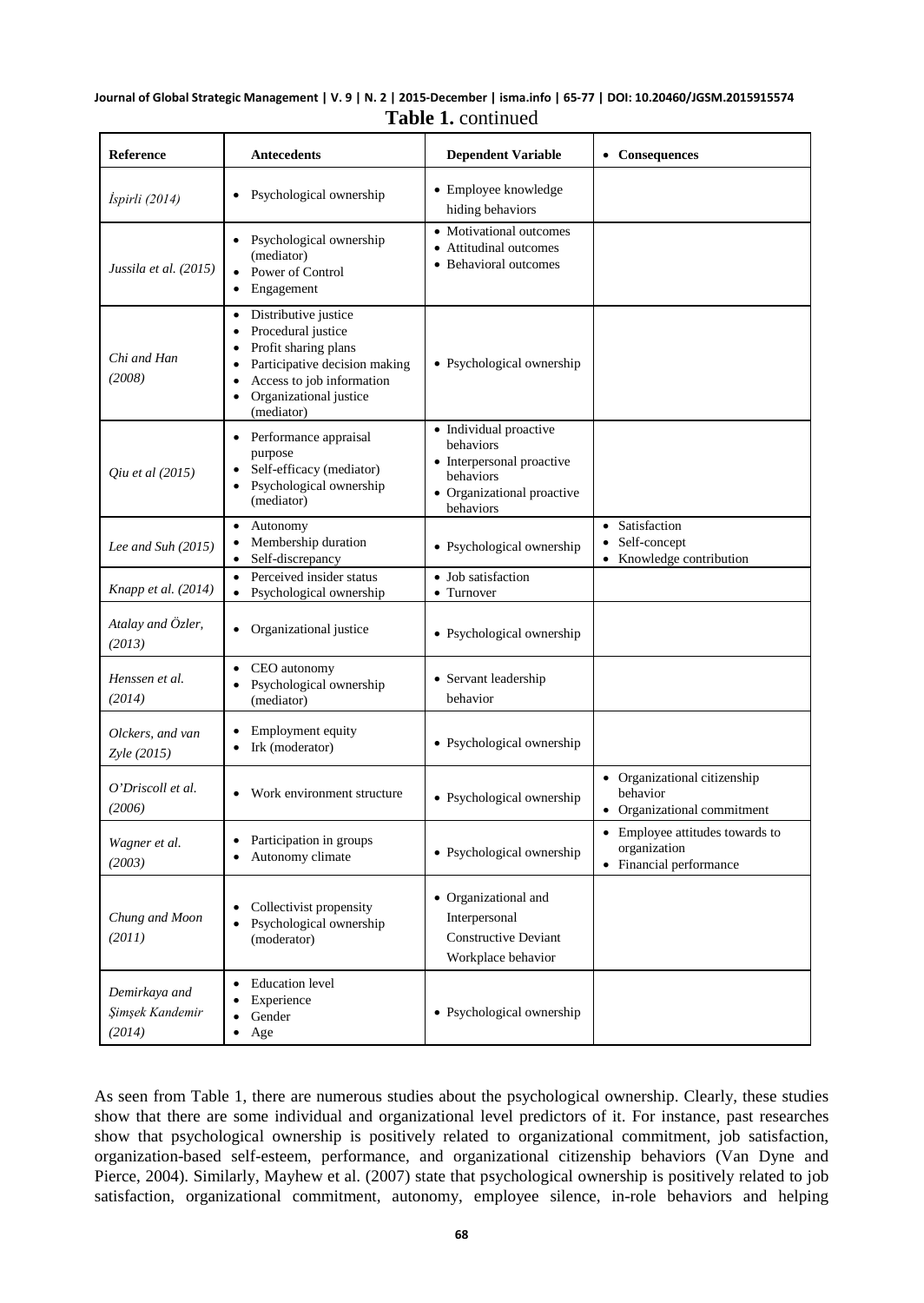**Table 1.** continued

| Reference | Antecedents | Dependent Variable | Consequences |
|---|---|---|---|
| *İspirli (2014)* | • Psychological ownership | • Employee knowledge hiding behaviors | |
| *Jussila et al. (2015)* | • Psychological ownership (mediator)<br>• Power of Control<br>• Engagement | • Motivational outcomes<br>• Attitudinal outcomes<br>• Behavioral outcomes | |
| *Chi and Han (2008)* | • Distributive justice<br>• Procedural justice<br>• Profit sharing plans<br>• Participative decision making<br>• Access to job information<br>• Organizational justice (mediator) | • Psychological ownership | |
| *Qiu et al (2015)* | • Performance appraisal purpose<br>• Self-efficacy (mediator)<br>• Psychological ownership (mediator) | • Individual proactive behaviors<br>• Interpersonal proactive behaviors<br>• Organizational proactive behaviors | |
| *Lee and Suh (2015)* | • Autonomy<br>• Membership duration<br>• Self-discrepancy | • Psychological ownership | • Satisfaction<br>• Self-concept<br>• Knowledge contribution |
| *Knapp et al. (2014)* | • Perceived insider status<br>• Psychological ownership | • Job satisfaction<br>• Turnover | |
| *Atalay and Özler, (2013)* | • Organizational justice | • Psychological ownership | |
| *Henssen et al. (2014)* | • CEO autonomy<br>• Psychological ownership (mediator) | • Servant leadership behavior | |
| *Olckers, and van Zyle (2015)* | • Employment equity<br>• Irk (moderator) | • Psychological ownership | |
| *O'Driscoll et al. (2006)* | • Work environment structure | • Psychological ownership | • Organizational citizenship behavior<br>• Organizational commitment |
| *Wagner et al. (2003)* | • Participation in groups<br>• Autonomy climate | • Psychological ownership | • Employee attitudes towards to organization<br>• Financial performance |
| *Chung and Moon (2011)* | • Collectivist propensity<br>• Psychological ownership (moderator) | • Organizational and Interpersonal Constructive Deviant Workplace behavior | |
| *Demirkaya and Şimşek Kandemir (2014)* | • Education level<br>• Experience<br>• Gender<br>• Age | • Psychological ownership | |

As seen from Table 1, there are numerous studies about the psychological ownership. Clearly, these studies show that there are some individual and organizational level predictors of it. For instance, past researches show that psychological ownership is positively related to organizational commitment, job satisfaction, organization-based self-esteem, performance, and organizational citizenship behaviors (Van Dyne and Pierce, 2004). Similarly, Mayhew et al. (2007) state that psychological ownership is positively related to job satisfaction, organizational commitment, autonomy, employee silence, in-role behaviors and helping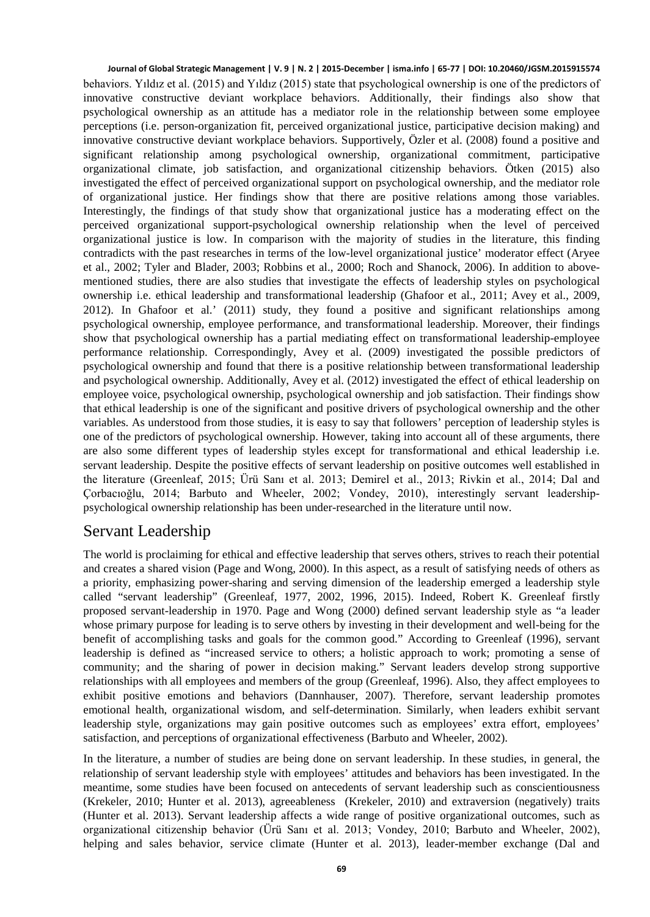behaviors. Yıldız et al. (2015) and Yıldız (2015) state that psychological ownership is one of the predictors of innovative constructive deviant workplace behaviors. Additionally, their findings also show that psychological ownership as an attitude has a mediator role in the relationship between some employee perceptions (i.e. person-organization fit, perceived organizational justice, participative decision making) and innovative constructive deviant workplace behaviors. Supportively, Özler et al. (2008) found a positive and significant relationship among psychological ownership, organizational commitment, participative organizational climate, job satisfaction, and organizational citizenship behaviors. Ötken (2015) also investigated the effect of perceived organizational support on psychological ownership, and the mediator role of organizational justice. Her findings show that there are positive relations among those variables. Interestingly, the findings of that study show that organizational justice has a moderating effect on the perceived organizational support-psychological ownership relationship when the level of perceived organizational justice is low. In comparison with the majority of studies in the literature, this finding contradicts with the past researches in terms of the low-level organizational justice' moderator effect (Aryee et al., 2002; Tyler and Blader, 2003; Robbins et al., 2000; Roch and Shanock, 2006). In addition to above-mentioned studies, there are also studies that investigate the effects of leadership styles on psychological ownership i.e. ethical leadership and transformational leadership (Ghafoor et al., 2011; Avey et al., 2009, 2012). In Ghafoor et al.' (2011) study, they found a positive and significant relationships among psychological ownership, employee performance, and transformational leadership. Moreover, their findings show that psychological ownership has a partial mediating effect on transformational leadership-employee performance relationship. Correspondingly, Avey et al. (2009) investigated the possible predictors of psychological ownership and found that there is a positive relationship between transformational leadership and psychological ownership. Additionally, Avey et al. (2012) investigated the effect of ethical leadership on employee voice, psychological ownership, psychological ownership and job satisfaction. Their findings show that ethical leadership is one of the significant and positive drivers of psychological ownership and the other variables. As understood from those studies, it is easy to say that followers' perception of leadership styles is one of the predictors of psychological ownership. However, taking into account all of these arguments, there are also some different types of leadership styles except for transformational and ethical leadership i.e. servant leadership. Despite the positive effects of servant leadership on positive outcomes well established in the literature (Greenleaf, 2015; Ürü Sanı et al. 2013; Demirel et al., 2013; Rivkin et al., 2014; Dal and Çorbacıoğlu, 2014; Barbuto and Wheeler, 2002; Vondey, 2010), interestingly servant leadership-psychological ownership relationship has been under-researched in the literature until now.

## Servant Leadership

The world is proclaiming for ethical and effective leadership that serves others, strives to reach their potential and creates a shared vision (Page and Wong, 2000). In this aspect, as a result of satisfying needs of others as a priority, emphasizing power-sharing and serving dimension of the leadership emerged a leadership style called "servant leadership" (Greenleaf, 1977, 2002, 1996, 2015). Indeed, Robert K. Greenleaf firstly proposed servant-leadership in 1970. Page and Wong (2000) defined servant leadership style as "a leader whose primary purpose for leading is to serve others by investing in their development and well-being for the benefit of accomplishing tasks and goals for the common good." According to Greenleaf (1996), servant leadership is defined as "increased service to others; a holistic approach to work; promoting a sense of community; and the sharing of power in decision making." Servant leaders develop strong supportive relationships with all employees and members of the group (Greenleaf, 1996). Also, they affect employees to exhibit positive emotions and behaviors (Dannhauser, 2007). Therefore, servant leadership promotes emotional health, organizational wisdom, and self-determination. Similarly, when leaders exhibit servant leadership style, organizations may gain positive outcomes such as employees' extra effort, employees' satisfaction, and perceptions of organizational effectiveness (Barbuto and Wheeler, 2002).

In the literature, a number of studies are being done on servant leadership. In these studies, in general, the relationship of servant leadership style with employees' attitudes and behaviors has been investigated. In the meantime, some studies have been focused on antecedents of servant leadership such as conscientiousness (Krekeler, 2010; Hunter et al. 2013), agreeableness (Krekeler, 2010) and extraversion (negatively) traits (Hunter et al. 2013). Servant leadership affects a wide range of positive organizational outcomes, such as organizational citizenship behavior (Ürü Sanı et al. 2013; Vondey, 2010; Barbuto and Wheeler, 2002), helping and sales behavior, service climate (Hunter et al. 2013), leader-member exchange (Dal and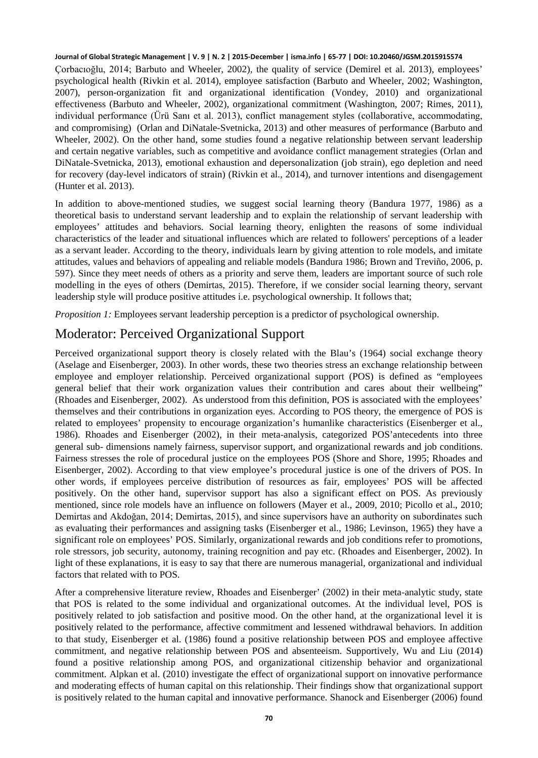Çorbacıoğlu, 2014; Barbuto and Wheeler, 2002), the quality of service (Demirel et al. 2013), employees' psychological health (Rivkin et al. 2014), employee satisfaction (Barbuto and Wheeler, 2002; Washington, 2007), person-organization fit and organizational identification (Vondey, 2010) and organizational effectiveness (Barbuto and Wheeler, 2002), organizational commitment (Washington, 2007; Rimes, 2011), individual performance (Ürü Sanı et al. 2013), conflict management styles (collaborative, accommodating, and compromising) (Orlan and DiNatale-Svetnicka, 2013) and other measures of performance (Barbuto and Wheeler, 2002). On the other hand, some studies found a negative relationship between servant leadership and certain negative variables, such as competitive and avoidance conflict management strategies (Orlan and DiNatale-Svetnicka, 2013), emotional exhaustion and depersonalization (job strain), ego depletion and need for recovery (day-level indicators of strain) (Rivkin et al., 2014), and turnover intentions and disengagement (Hunter et al. 2013).

In addition to above-mentioned studies, we suggest social learning theory (Bandura 1977, 1986) as a theoretical basis to understand servant leadership and to explain the relationship of servant leadership with employees' attitudes and behaviors. Social learning theory, enlighten the reasons of some individual characteristics of the leader and situational influences which are related to followers' perceptions of a leader as a servant leader. According to the theory, individuals learn by giving attention to role models, and imitate attitudes, values and behaviors of appealing and reliable models (Bandura 1986; Brown and Treviño, 2006, p. 597). Since they meet needs of others as a priority and serve them, leaders are important source of such role modelling in the eyes of others (Demirtas, 2015). Therefore, if we consider social learning theory, servant leadership style will produce positive attitudes i.e. psychological ownership. It follows that;

*Proposition 1:* Employees servant leadership perception is a predictor of psychological ownership.

## Moderator: Perceived Organizational Support

Perceived organizational support theory is closely related with the Blau's (1964) social exchange theory (Aselage and Eisenberger, 2003). In other words, these two theories stress an exchange relationship between employee and employer relationship. Perceived organizational support (POS) is defined as "employees general belief that their work organization values their contribution and cares about their wellbeing" (Rhoades and Eisenberger, 2002). As understood from this definition, POS is associated with the employees' themselves and their contributions in organization eyes. According to POS theory, the emergence of POS is related to employees' propensity to encourage organization's humanlike characteristics (Eisenberger et al., 1986). Rhoades and Eisenberger (2002), in their meta-analysis, categorized POS'antecedents into three general sub- dimensions namely fairness, supervisor support, and organizational rewards and job conditions. Fairness stresses the role of procedural justice on the employees POS (Shore and Shore, 1995; Rhoades and Eisenberger, 2002). According to that view employee's procedural justice is one of the drivers of POS. In other words, if employees perceive distribution of resources as fair, employees' POS will be affected positively. On the other hand, supervisor support has also a significant effect on POS. As previously mentioned, since role models have an influence on followers (Mayer et al., 2009, 2010; Picollo et al., 2010; Demirtas and Akdoğan, 2014; Demirtas, 2015), and since supervisors have an authority on subordinates such as evaluating their performances and assigning tasks (Eisenberger et al., 1986; Levinson, 1965) they have a significant role on employees' POS. Similarly, organizational rewards and job conditions refer to promotions, role stressors, job security, autonomy, training recognition and pay etc. (Rhoades and Eisenberger, 2002). In light of these explanations, it is easy to say that there are numerous managerial, organizational and individual factors that related with to POS.

After a comprehensive literature review, Rhoades and Eisenberger' (2002) in their meta-analytic study, state that POS is related to the some individual and organizational outcomes. At the individual level, POS is positively related to job satisfaction and positive mood. On the other hand, at the organizational level it is positively related to the performance, affective commitment and lessened withdrawal behaviors. In addition to that study, Eisenberger et al. (1986) found a positive relationship between POS and employee affective commitment, and negative relationship between POS and absenteeism. Supportively, Wu and Liu (2014) found a positive relationship among POS, and organizational citizenship behavior and organizational commitment. Alpkan et al. (2010) investigate the effect of organizational support on innovative performance and moderating effects of human capital on this relationship. Their findings show that organizational support is positively related to the human capital and innovative performance. Shanock and Eisenberger (2006) found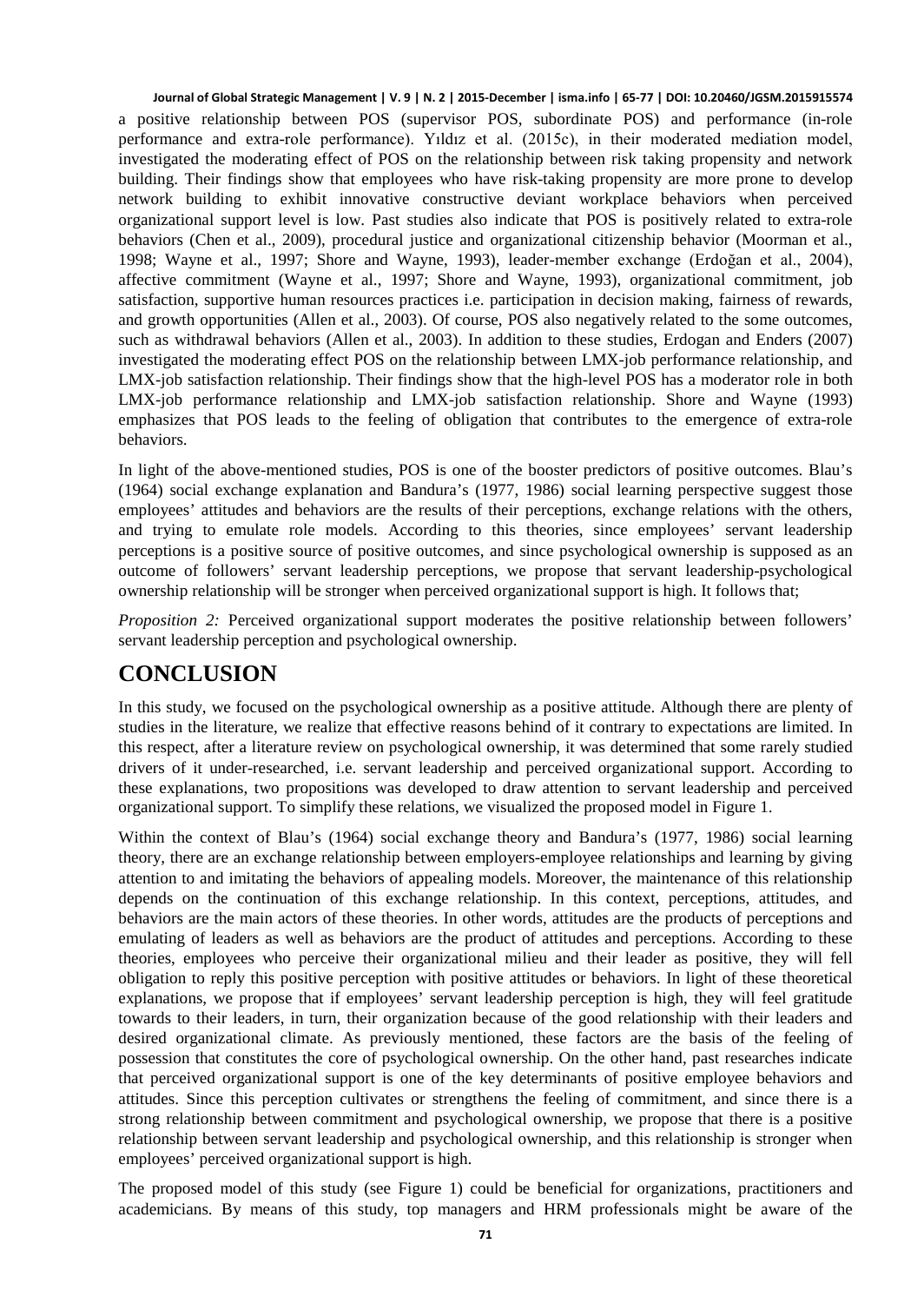a positive relationship between POS (supervisor POS, subordinate POS) and performance (in-role performance and extra-role performance). Yıldız et al. (2015c), in their moderated mediation model, investigated the moderating effect of POS on the relationship between risk taking propensity and network building. Their findings show that employees who have risk-taking propensity are more prone to develop network building to exhibit innovative constructive deviant workplace behaviors when perceived organizational support level is low. Past studies also indicate that POS is positively related to extra-role behaviors (Chen et al., 2009), procedural justice and organizational citizenship behavior (Moorman et al., 1998; Wayne et al., 1997; Shore and Wayne, 1993), leader-member exchange (Erdoğan et al., 2004), affective commitment (Wayne et al., 1997; Shore and Wayne, 1993), organizational commitment, job satisfaction, supportive human resources practices i.e. participation in decision making, fairness of rewards, and growth opportunities (Allen et al., 2003). Of course, POS also negatively related to the some outcomes, such as withdrawal behaviors (Allen et al., 2003). In addition to these studies, Erdogan and Enders (2007) investigated the moderating effect POS on the relationship between LMX-job performance relationship, and LMX-job satisfaction relationship. Their findings show that the high-level POS has a moderator role in both LMX-job performance relationship and LMX-job satisfaction relationship. Shore and Wayne (1993) emphasizes that POS leads to the feeling of obligation that contributes to the emergence of extra-role behaviors.

In light of the above-mentioned studies, POS is one of the booster predictors of positive outcomes. Blau's (1964) social exchange explanation and Bandura's (1977, 1986) social learning perspective suggest those employees' attitudes and behaviors are the results of their perceptions, exchange relations with the others, and trying to emulate role models. According to this theories, since employees' servant leadership perceptions is a positive source of positive outcomes, and since psychological ownership is supposed as an outcome of followers' servant leadership perceptions, we propose that servant leadership-psychological ownership relationship will be stronger when perceived organizational support is high. It follows that;

*Proposition 2:* Perceived organizational support moderates the positive relationship between followers' servant leadership perception and psychological ownership.

# CONCLUSION

In this study, we focused on the psychological ownership as a positive attitude. Although there are plenty of studies in the literature, we realize that effective reasons behind of it contrary to expectations are limited. In this respect, after a literature review on psychological ownership, it was determined that some rarely studied drivers of it under-researched, i.e. servant leadership and perceived organizational support. According to these explanations, two propositions was developed to draw attention to servant leadership and perceived organizational support. To simplify these relations, we visualized the proposed model in Figure 1.

Within the context of Blau's (1964) social exchange theory and Bandura's (1977, 1986) social learning theory, there are an exchange relationship between employers-employee relationships and learning by giving attention to and imitating the behaviors of appealing models. Moreover, the maintenance of this relationship depends on the continuation of this exchange relationship. In this context, perceptions, attitudes, and behaviors are the main actors of these theories. In other words, attitudes are the products of perceptions and emulating of leaders as well as behaviors are the product of attitudes and perceptions. According to these theories, employees who perceive their organizational milieu and their leader as positive, they will fell obligation to reply this positive perception with positive attitudes or behaviors. In light of these theoretical explanations, we propose that if employees' servant leadership perception is high, they will feel gratitude towards to their leaders, in turn, their organization because of the good relationship with their leaders and desired organizational climate. As previously mentioned, these factors are the basis of the feeling of possession that constitutes the core of psychological ownership. On the other hand, past researches indicate that perceived organizational support is one of the key determinants of positive employee behaviors and attitudes. Since this perception cultivates or strengthens the feeling of commitment, and since there is a strong relationship between commitment and psychological ownership, we propose that there is a positive relationship between servant leadership and psychological ownership, and this relationship is stronger when employees' perceived organizational support is high.

The proposed model of this study (see Figure 1) could be beneficial for organizations, practitioners and academicians. By means of this study, top managers and HRM professionals might be aware of the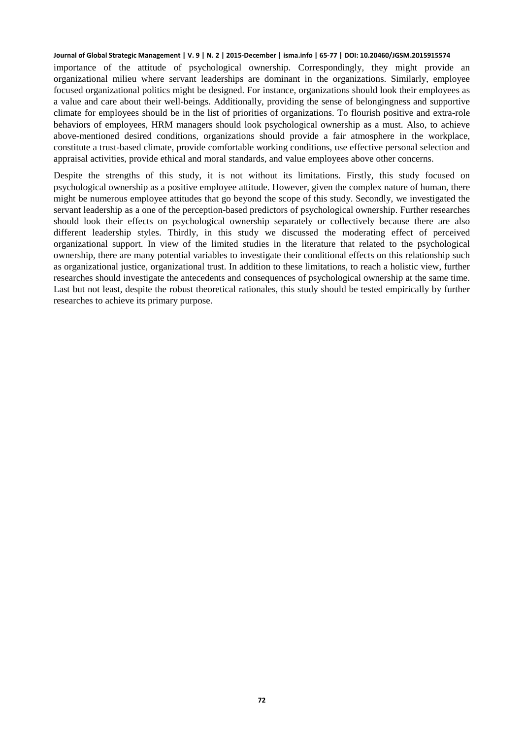importance of the attitude of psychological ownership. Correspondingly, they might provide an organizational milieu where servant leaderships are dominant in the organizations. Similarly, employee focused organizational politics might be designed. For instance, organizations should look their employees as a value and care about their well-beings. Additionally, providing the sense of belongingness and supportive climate for employees should be in the list of priorities of organizations. To flourish positive and extra-role behaviors of employees, HRM managers should look psychological ownership as a must. Also, to achieve above-mentioned desired conditions, organizations should provide a fair atmosphere in the workplace, constitute a trust-based climate, provide comfortable working conditions, use effective personal selection and appraisal activities, provide ethical and moral standards, and value employees above other concerns.

Despite the strengths of this study, it is not without its limitations. Firstly, this study focused on psychological ownership as a positive employee attitude. However, given the complex nature of human, there might be numerous employee attitudes that go beyond the scope of this study. Secondly, we investigated the servant leadership as a one of the perception-based predictors of psychological ownership. Further researches should look their effects on psychological ownership separately or collectively because there are also different leadership styles. Thirdly, in this study we discussed the moderating effect of perceived organizational support. In view of the limited studies in the literature that related to the psychological ownership, there are many potential variables to investigate their conditional effects on this relationship such as organizational justice, organizational trust. In addition to these limitations, to reach a holistic view, further researches should investigate the antecedents and consequences of psychological ownership at the same time. Last but not least, despite the robust theoretical rationales, this study should be tested empirically by further researches to achieve its primary purpose.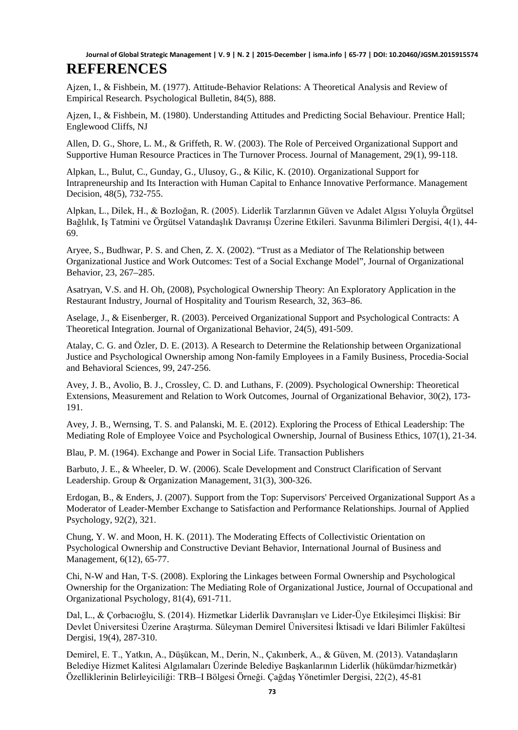# REFERENCES

Ajzen, I., & Fishbein, M. (1977). Attitude-Behavior Relations: A Theoretical Analysis and Review of Empirical Research. Psychological Bulletin, 84(5), 888.

Ajzen, I., & Fishbein, M. (1980). Understanding Attitudes and Predicting Social Behaviour. Prentice Hall; Englewood Cliffs, NJ

Allen, D. G., Shore, L. M., & Griffeth, R. W. (2003). The Role of Perceived Organizational Support and Supportive Human Resource Practices in The Turnover Process. Journal of Management, 29(1), 99-118.

Alpkan, L., Bulut, C., Gunday, G., Ulusoy, G., & Kilic, K. (2010). Organizational Support for Intrapreneurship and Its Interaction with Human Capital to Enhance Innovative Performance. Management Decision, 48(5), 732-755.

Alpkan, L., Dilek, H., & Bozloğan, R. (2005). Liderlik Tarzlarının Güven ve Adalet Algısı Yoluyla Örgütsel Bağlılık, Iş Tatmini ve Örgütsel Vatandaşlık Davranışı Üzerine Etkileri. Savunma Bilimleri Dergisi, 4(1), 44-69.

Aryee, S., Budhwar, P. S. and Chen, Z. X. (2002). "Trust as a Mediator of The Relationship between Organizational Justice and Work Outcomes: Test of a Social Exchange Model", Journal of Organizational Behavior, 23, 267–285.

Asatryan, V.S. and H. Oh, (2008), Psychological Ownership Theory: An Exploratory Application in the Restaurant Industry, Journal of Hospitality and Tourism Research, 32, 363–86.

Aselage, J., & Eisenberger, R. (2003). Perceived Organizational Support and Psychological Contracts: A Theoretical Integration. Journal of Organizational Behavior, 24(5), 491-509.

Atalay, C. G. and Özler, D. E. (2013). A Research to Determine the Relationship between Organizational Justice and Psychological Ownership among Non-family Employees in a Family Business, Procedia-Social and Behavioral Sciences, 99, 247-256.

Avey, J. B., Avolio, B. J., Crossley, C. D. and Luthans, F. (2009). Psychological Ownership: Theoretical Extensions, Measurement and Relation to Work Outcomes, Journal of Organizational Behavior, 30(2), 173-191.

Avey, J. B., Wernsing, T. S. and Palanski, M. E. (2012). Exploring the Process of Ethical Leadership: The Mediating Role of Employee Voice and Psychological Ownership, Journal of Business Ethics, 107(1), 21-34.

Blau, P. M. (1964). Exchange and Power in Social Life. Transaction Publishers

Barbuto, J. E., & Wheeler, D. W. (2006). Scale Development and Construct Clarification of Servant Leadership. Group & Organization Management, 31(3), 300-326.

Erdogan, B., & Enders, J. (2007). Support from the Top: Supervisors' Perceived Organizational Support As a Moderator of Leader-Member Exchange to Satisfaction and Performance Relationships. Journal of Applied Psychology, 92(2), 321.

Chung, Y. W. and Moon, H. K. (2011). The Moderating Effects of Collectivistic Orientation on Psychological Ownership and Constructive Deviant Behavior, International Journal of Business and Management, 6(12), 65-77.

Chi, N-W and Han, T-S. (2008). Exploring the Linkages between Formal Ownership and Psychological Ownership for the Organization: The Mediating Role of Organizational Justice, Journal of Occupational and Organizational Psychology, 81(4), 691-711.

Dal, L., & Çorbacıoğlu, S. (2014). Hizmetkar Liderlik Davranışları ve Lider-Üye Etkileşimci Ilişkisi: Bir Devlet Üniversitesi Üzerine Araştırma. Süleyman Demirel Üniversitesi İktisadi ve İdari Bilimler Fakültesi Dergisi, 19(4), 287-310.

Demirel, E. T., Yatkın, A., Düşükcan, M., Derin, N., Çakınberk, A., & Güven, M. (2013). Vatandaşların Belediye Hizmet Kalitesi Algılamaları Üzerinde Belediye Başkanlarının Liderlik (hükümdar/hizmetkâr) Özelliklerinin Belirleyiciliği: TRB–I Bölgesi Örneği. Çağdaş Yönetimler Dergisi, 22(2), 45-81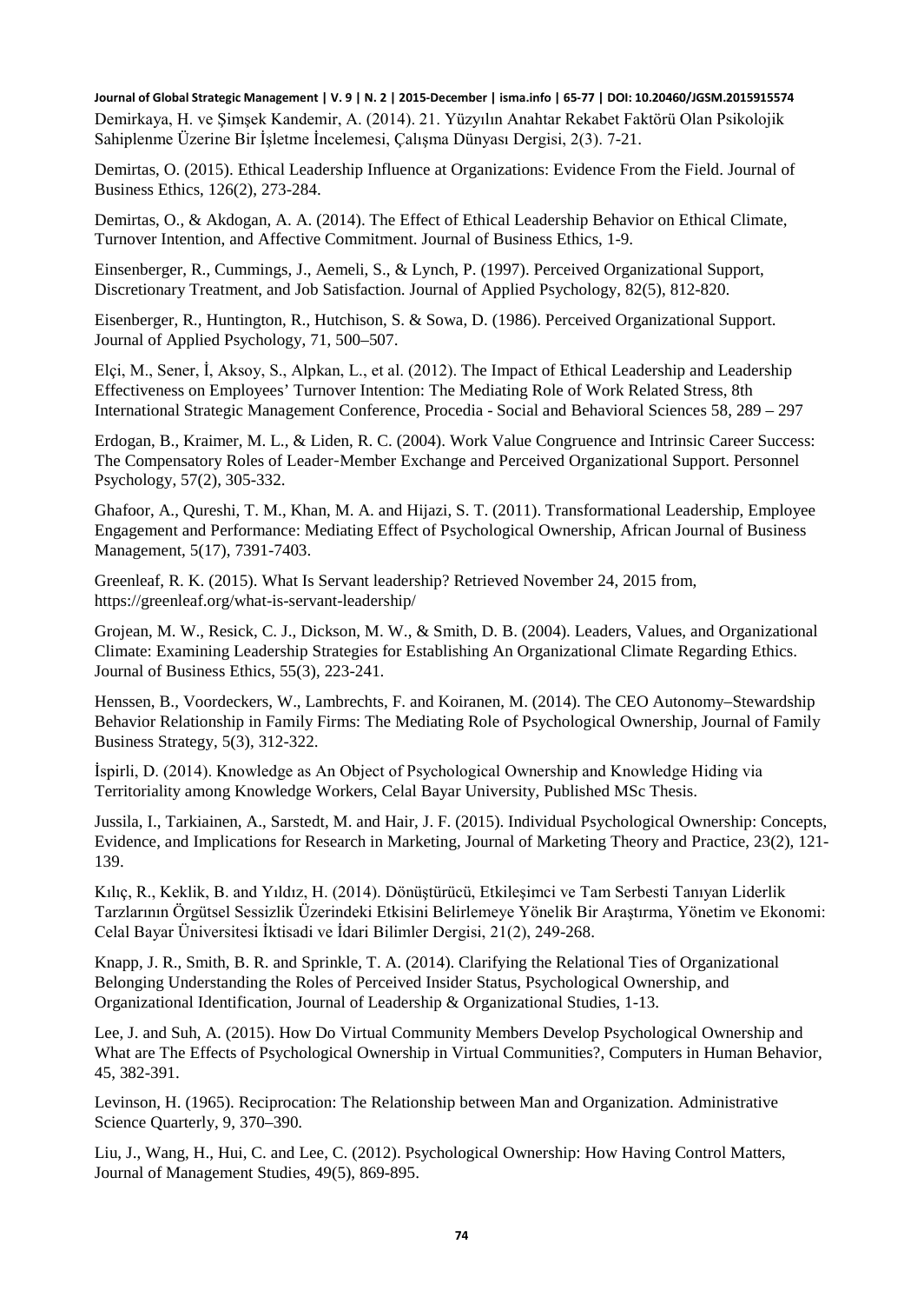Demirkaya, H. ve Şimşek Kandemir, A. (2014). 21. Yüzyılın Anahtar Rekabet Faktörü Olan Psikolojik Sahiplenme Üzerine Bir İşletme İncelemesi, Çalışma Dünyası Dergisi, 2(3). 7-21.

Demirtas, O. (2015). Ethical Leadership Influence at Organizations: Evidence From the Field. Journal of Business Ethics, 126(2), 273-284.

Demirtas, O., & Akdogan, A. A. (2014). The Effect of Ethical Leadership Behavior on Ethical Climate, Turnover Intention, and Affective Commitment. Journal of Business Ethics, 1-9.

Einsenberger, R., Cummings, J., Aemeli, S., & Lynch, P. (1997). Perceived Organizational Support, Discretionary Treatment, and Job Satisfaction. Journal of Applied Psychology, 82(5), 812-820.

Eisenberger, R., Huntington, R., Hutchison, S. & Sowa, D. (1986). Perceived Organizational Support. Journal of Applied Psychology, 71, 500–507.

Elçi, M., Sener, İ, Aksoy, S., Alpkan, L., et al. (2012). The Impact of Ethical Leadership and Leadership Effectiveness on Employees' Turnover Intention: The Mediating Role of Work Related Stress, 8th International Strategic Management Conference, Procedia - Social and Behavioral Sciences 58, 289 – 297

Erdogan, B., Kraimer, M. L., & Liden, R. C. (2004). Work Value Congruence and Intrinsic Career Success: The Compensatory Roles of Leader‐Member Exchange and Perceived Organizational Support. Personnel Psychology, 57(2), 305-332.

Ghafoor, A., Qureshi, T. M., Khan, M. A. and Hijazi, S. T. (2011). Transformational Leadership, Employee Engagement and Performance: Mediating Effect of Psychological Ownership, African Journal of Business Management, 5(17), 7391-7403.

Greenleaf, R. K. (2015). What Is Servant leadership? Retrieved November 24, 2015 from, https://greenleaf.org/what-is-servant-leadership/

Grojean, M. W., Resick, C. J., Dickson, M. W., & Smith, D. B. (2004). Leaders, Values, and Organizational Climate: Examining Leadership Strategies for Establishing An Organizational Climate Regarding Ethics. Journal of Business Ethics, 55(3), 223-241.

Henssen, B., Voordeckers, W., Lambrechts, F. and Koiranen, M. (2014). The CEO Autonomy–Stewardship Behavior Relationship in Family Firms: The Mediating Role of Psychological Ownership, Journal of Family Business Strategy, 5(3), 312-322.

İspirli, D. (2014). Knowledge as An Object of Psychological Ownership and Knowledge Hiding via Territoriality among Knowledge Workers, Celal Bayar University, Published MSc Thesis.

Jussila, I., Tarkiainen, A., Sarstedt, M. and Hair, J. F. (2015). Individual Psychological Ownership: Concepts, Evidence, and Implications for Research in Marketing, Journal of Marketing Theory and Practice, 23(2), 121-139.

Kılıç, R., Keklik, B. and Yıldız, H. (2014). Dönüştürücü, Etkileşimci ve Tam Serbesti Tanıyan Liderlik Tarzlarının Örgütsel Sessizlik Üzerindeki Etkisini Belirlemeye Yönelik Bir Araştırma, Yönetim ve Ekonomi: Celal Bayar Üniversitesi İktisadi ve İdari Bilimler Dergisi, 21(2), 249-268.

Knapp, J. R., Smith, B. R. and Sprinkle, T. A. (2014). Clarifying the Relational Ties of Organizational Belonging Understanding the Roles of Perceived Insider Status, Psychological Ownership, and Organizational Identification, Journal of Leadership & Organizational Studies, 1-13.

Lee, J. and Suh, A. (2015). How Do Virtual Community Members Develop Psychological Ownership and What are The Effects of Psychological Ownership in Virtual Communities?, Computers in Human Behavior, 45, 382-391.

Levinson, H. (1965). Reciprocation: The Relationship between Man and Organization. Administrative Science Quarterly, 9, 370–390.

Liu, J., Wang, H., Hui, C. and Lee, C. (2012). Psychological Ownership: How Having Control Matters, Journal of Management Studies, 49(5), 869-895.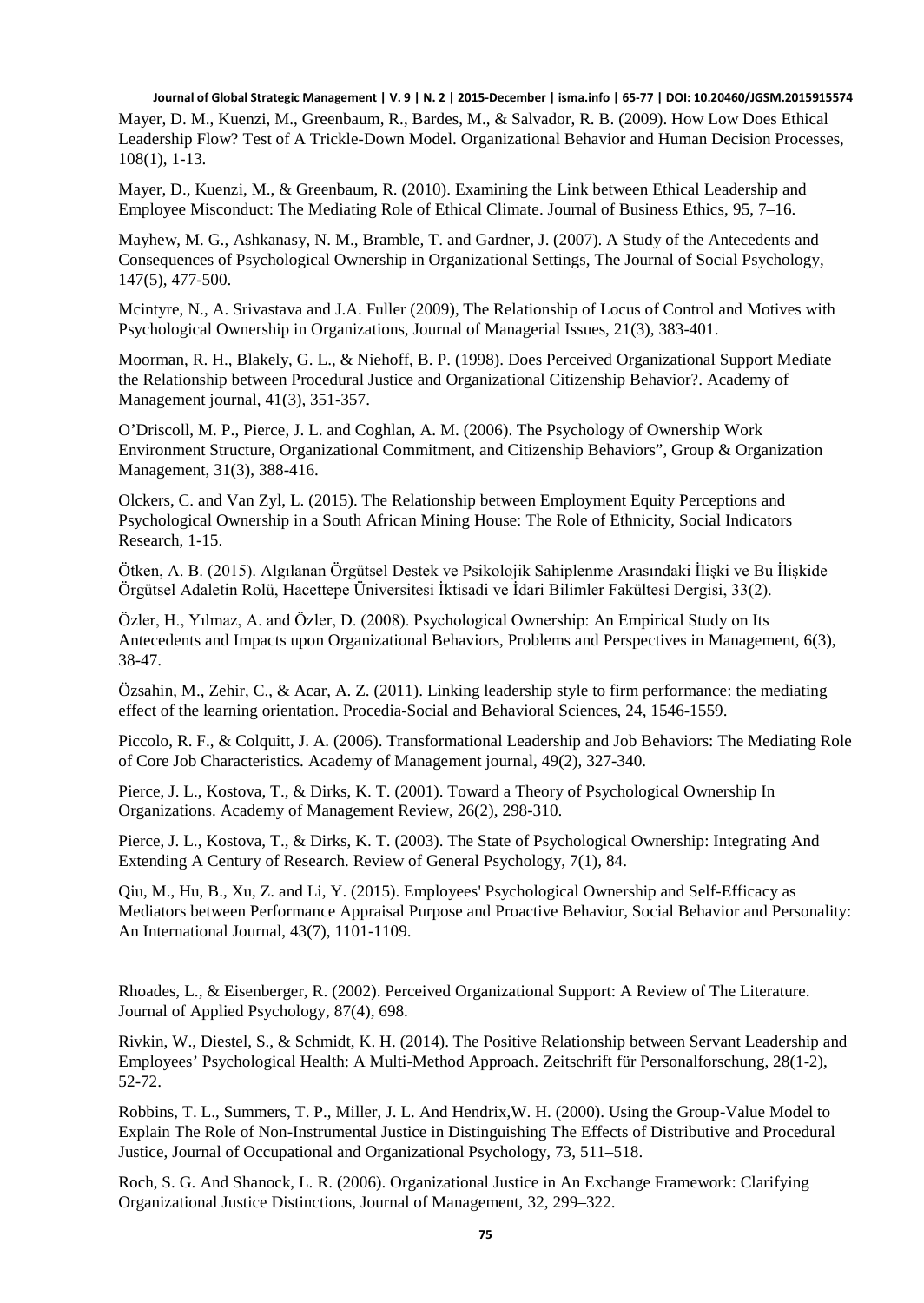Mayer, D. M., Kuenzi, M., Greenbaum, R., Bardes, M., & Salvador, R. B. (2009). How Low Does Ethical Leadership Flow? Test of A Trickle-Down Model. Organizational Behavior and Human Decision Processes, 108(1), 1-13.

Mayer, D., Kuenzi, M., & Greenbaum, R. (2010). Examining the Link between Ethical Leadership and Employee Misconduct: The Mediating Role of Ethical Climate. Journal of Business Ethics, 95, 7–16.

Mayhew, M. G., Ashkanasy, N. M., Bramble, T. and Gardner, J. (2007). A Study of the Antecedents and Consequences of Psychological Ownership in Organizational Settings, The Journal of Social Psychology, 147(5), 477-500.

Mcintyre, N., A. Srivastava and J.A. Fuller (2009), The Relationship of Locus of Control and Motives with Psychological Ownership in Organizations, Journal of Managerial Issues, 21(3), 383-401.

Moorman, R. H., Blakely, G. L., & Niehoff, B. P. (1998). Does Perceived Organizational Support Mediate the Relationship between Procedural Justice and Organizational Citizenship Behavior?. Academy of Management journal, 41(3), 351-357.

O'Driscoll, M. P., Pierce, J. L. and Coghlan, A. M. (2006). The Psychology of Ownership Work Environment Structure, Organizational Commitment, and Citizenship Behaviors", Group & Organization Management, 31(3), 388-416.

Olckers, C. and Van Zyl, L. (2015). The Relationship between Employment Equity Perceptions and Psychological Ownership in a South African Mining House: The Role of Ethnicity, Social Indicators Research, 1-15.

Ötken, A. B. (2015). Algılanan Örgütsel Destek ve Psikolojik Sahiplenme Arasındaki İlişki ve Bu İlişkide Örgütsel Adaletin Rolü, Hacettepe Üniversitesi İktisadi ve İdari Bilimler Fakültesi Dergisi, 33(2).

Özler, H., Yılmaz, A. and Özler, D. (2008). Psychological Ownership: An Empirical Study on Its Antecedents and Impacts upon Organizational Behaviors, Problems and Perspectives in Management, 6(3), 38-47.

Özsahin, M., Zehir, C., & Acar, A. Z. (2011). Linking leadership style to firm performance: the mediating effect of the learning orientation. Procedia-Social and Behavioral Sciences, 24, 1546-1559.

Piccolo, R. F., & Colquitt, J. A. (2006). Transformational Leadership and Job Behaviors: The Mediating Role of Core Job Characteristics. Academy of Management journal, 49(2), 327-340.

Pierce, J. L., Kostova, T., & Dirks, K. T. (2001). Toward a Theory of Psychological Ownership In Organizations. Academy of Management Review, 26(2), 298-310.

Pierce, J. L., Kostova, T., & Dirks, K. T. (2003). The State of Psychological Ownership: Integrating And Extending A Century of Research. Review of General Psychology, 7(1), 84.

Qiu, M., Hu, B., Xu, Z. and Li, Y. (2015). Employees' Psychological Ownership and Self-Efficacy as Mediators between Performance Appraisal Purpose and Proactive Behavior, Social Behavior and Personality: An International Journal, 43(7), 1101-1109.

Rhoades, L., & Eisenberger, R. (2002). Perceived Organizational Support: A Review of The Literature. Journal of Applied Psychology, 87(4), 698.

Rivkin, W., Diestel, S., & Schmidt, K. H. (2014). The Positive Relationship between Servant Leadership and Employees' Psychological Health: A Multi-Method Approach. Zeitschrift für Personalforschung, 28(1-2), 52-72.

Robbins, T. L., Summers, T. P., Miller, J. L. And Hendrix,W. H. (2000). Using the Group-Value Model to Explain The Role of Non-Instrumental Justice in Distinguishing The Effects of Distributive and Procedural Justice, Journal of Occupational and Organizational Psychology, 73, 511–518.

Roch, S. G. And Shanock, L. R. (2006). Organizational Justice in An Exchange Framework: Clarifying Organizational Justice Distinctions, Journal of Management, 32, 299–322.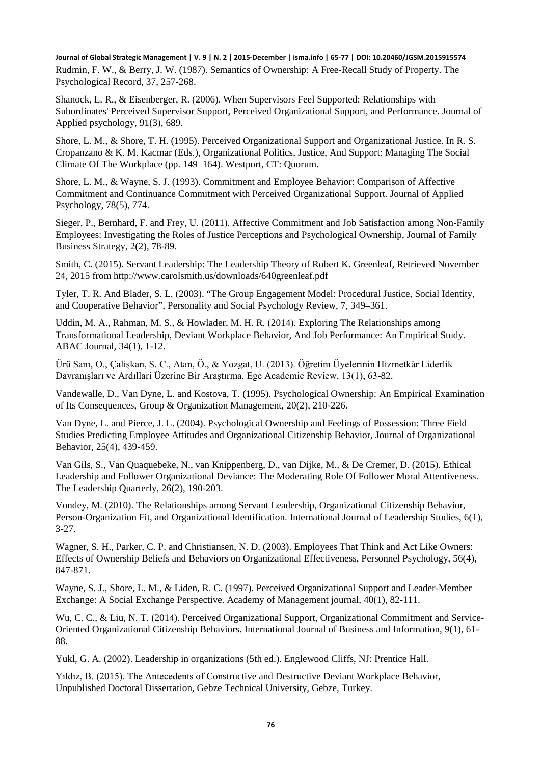Rudmin, F. W., & Berry, J. W. (1987). Semantics of Ownership: A Free-Recall Study of Property. The Psychological Record, 37, 257-268.

Shanock, L. R., & Eisenberger, R. (2006). When Supervisors Feel Supported: Relationships with Subordinates' Perceived Supervisor Support, Perceived Organizational Support, and Performance. Journal of Applied psychology, 91(3), 689.

Shore, L. M., & Shore, T. H. (1995). Perceived Organizational Support and Organizational Justice. In R. S. Cropanzano & K. M. Kacmar (Eds.), Organizational Politics, Justice, And Support: Managing The Social Climate Of The Workplace (pp. 149–164). Westport, CT: Quorum.

Shore, L. M., & Wayne, S. J. (1993). Commitment and Employee Behavior: Comparison of Affective Commitment and Continuance Commitment with Perceived Organizational Support. Journal of Applied Psychology, 78(5), 774.

Sieger, P., Bernhard, F. and Frey, U. (2011). Affective Commitment and Job Satisfaction among Non-Family Employees: Investigating the Roles of Justice Perceptions and Psychological Ownership, Journal of Family Business Strategy, 2(2), 78-89.

Smith, C. (2015). Servant Leadership: The Leadership Theory of Robert K. Greenleaf, Retrieved November 24, 2015 from http://www.carolsmith.us/downloads/640greenleaf.pdf

Tyler, T. R. And Blader, S. L. (2003). "The Group Engagement Model: Procedural Justice, Social Identity, and Cooperative Behavior", Personality and Social Psychology Review, 7, 349–361.

Uddin, M. A., Rahman, M. S., & Howlader, M. H. R. (2014). Exploring The Relationships among Transformational Leadership, Deviant Workplace Behavior, And Job Performance: An Empirical Study. ABAC Journal, 34(1), 1-12.

Ürü Sanı, O., Çalişkan, S. C., Atan, Ö., & Yozgat, U. (2013). Öğretim Üyelerinin Hizmetkâr Liderlik Davranışları ve Ardıllari Üzerine Bir Araştırma. Ege Academic Review, 13(1), 63-82.

Vandewalle, D., Van Dyne, L. and Kostova, T. (1995). Psychological Ownership: An Empirical Examination of Its Consequences, Group & Organization Management, 20(2), 210-226.

Van Dyne, L. and Pierce, J. L. (2004). Psychological Ownership and Feelings of Possession: Three Field Studies Predicting Employee Attitudes and Organizational Citizenship Behavior, Journal of Organizational Behavior, 25(4), 439-459.

Van Gils, S., Van Quaquebeke, N., van Knippenberg, D., van Dijke, M., & De Cremer, D. (2015). Ethical Leadership and Follower Organizational Deviance: The Moderating Role Of Follower Moral Attentiveness. The Leadership Quarterly, 26(2), 190-203.

Vondey, M. (2010). The Relationships among Servant Leadership, Organizational Citizenship Behavior, Person-Organization Fit, and Organizational Identification. International Journal of Leadership Studies, 6(1), 3-27.

Wagner, S. H., Parker, C. P. and Christiansen, N. D. (2003). Employees That Think and Act Like Owners: Effects of Ownership Beliefs and Behaviors on Organizational Effectiveness, Personnel Psychology, 56(4), 847-871.

Wayne, S. J., Shore, L. M., & Liden, R. C. (1997). Perceived Organizational Support and Leader-Member Exchange: A Social Exchange Perspective. Academy of Management journal, 40(1), 82-111.

Wu, C. C., & Liu, N. T. (2014). Perceived Organizational Support, Organizational Commitment and Service-Oriented Organizational Citizenship Behaviors. International Journal of Business and Information, 9(1), 61-88.

Yukl, G. A. (2002). Leadership in organizations (5th ed.). Englewood Cliffs, NJ: Prentice Hall.

Yıldız, B. (2015). The Antecedents of Constructive and Destructive Deviant Workplace Behavior, Unpublished Doctoral Dissertation, Gebze Technical University, Gebze, Turkey.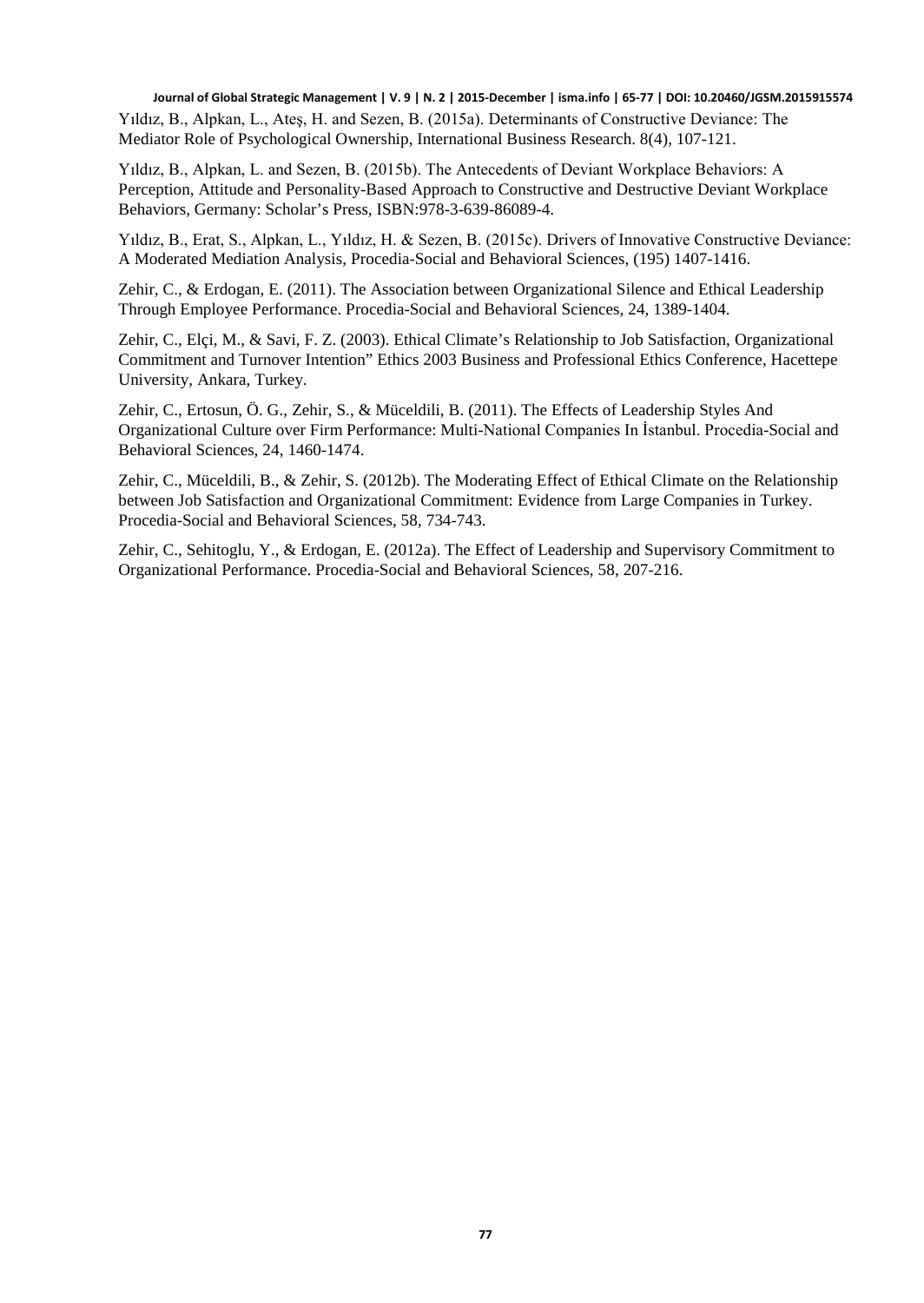Yıldız, B., Alpkan, L., Ateş, H. and Sezen, B. (2015a). Determinants of Constructive Deviance: The Mediator Role of Psychological Ownership, International Business Research. 8(4), 107-121.

Yıldız, B., Alpkan, L. and Sezen, B. (2015b). The Antecedents of Deviant Workplace Behaviors: A Perception, Attitude and Personality-Based Approach to Constructive and Destructive Deviant Workplace Behaviors, Germany: Scholar's Press, ISBN:978-3-639-86089-4.

Yıldız, B., Erat, S., Alpkan, L., Yıldız, H. & Sezen, B. (2015c). Drivers of Innovative Constructive Deviance: A Moderated Mediation Analysis, Procedia-Social and Behavioral Sciences, (195) 1407-1416.

Zehir, C., & Erdogan, E. (2011). The Association between Organizational Silence and Ethical Leadership Through Employee Performance. Procedia-Social and Behavioral Sciences, 24, 1389-1404.

Zehir, C., Elçi, M., & Savi, F. Z. (2003). Ethical Climate's Relationship to Job Satisfaction, Organizational Commitment and Turnover Intention" Ethics 2003 Business and Professional Ethics Conference, Hacettepe University, Ankara, Turkey.

Zehir, C., Ertosun, Ö. G., Zehir, S., & Müceldili, B. (2011). The Effects of Leadership Styles And Organizational Culture over Firm Performance: Multi-National Companies In İstanbul. Procedia-Social and Behavioral Sciences, 24, 1460-1474.

Zehir, C., Müceldili, B., & Zehir, S. (2012b). The Moderating Effect of Ethical Climate on the Relationship between Job Satisfaction and Organizational Commitment: Evidence from Large Companies in Turkey. Procedia-Social and Behavioral Sciences, 58, 734-743.

Zehir, C., Sehitoglu, Y., & Erdogan, E. (2012a). The Effect of Leadership and Supervisory Commitment to Organizational Performance. Procedia-Social and Behavioral Sciences, 58, 207-216.